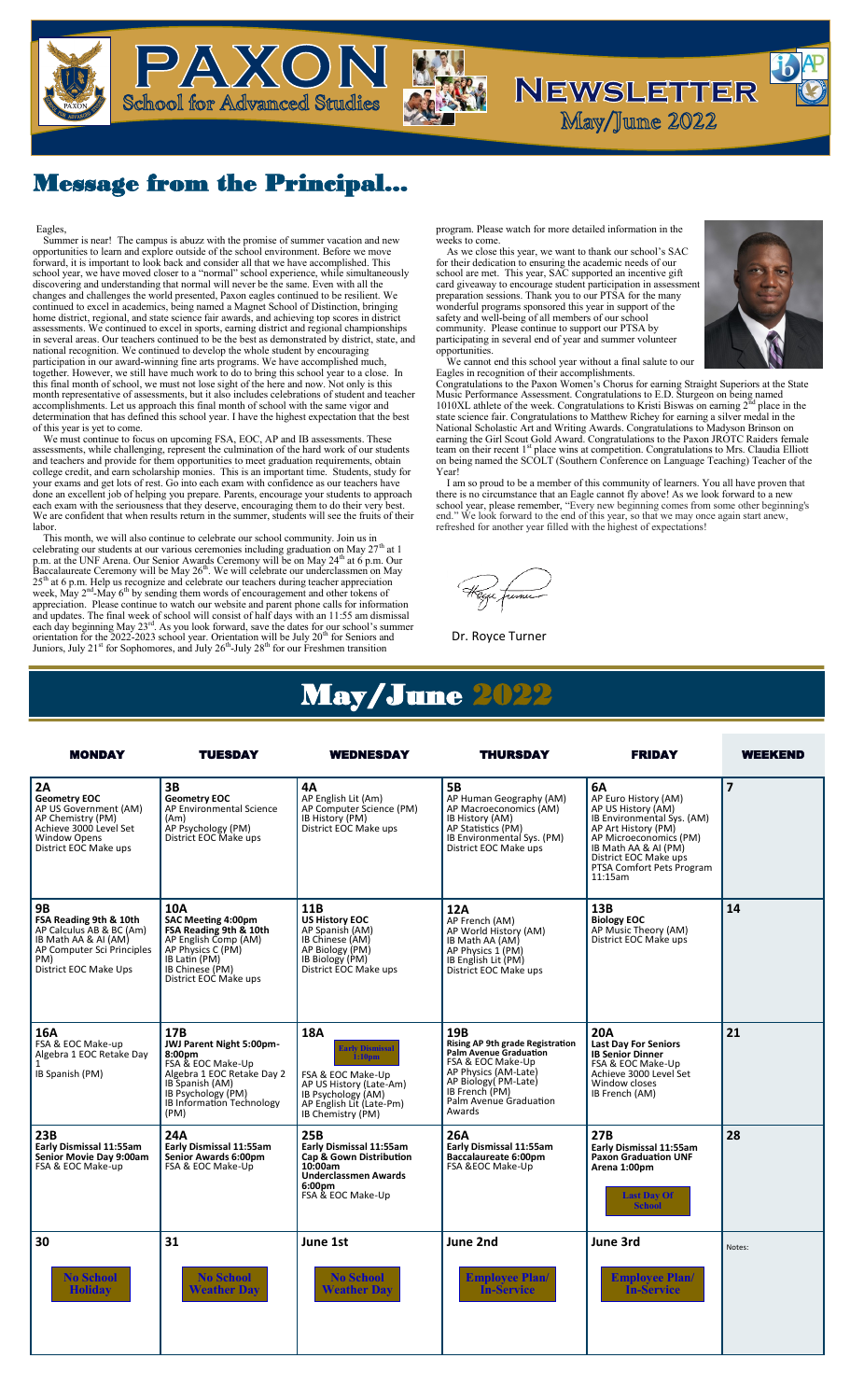# PAXON School for Advanced Studies

# Newsletter May/June 2022

## Message from the Principal...

Eagles,

Summer is near! The campus is abuzz with the promise of summer vacation and new opportunities to learn and explore outside of the school environment. Before we move forward, it is important to look back and consider all that we have accomplished. This school year, we have moved closer to a "normal" school experience, while simultaneously discovering and understanding that normal will never be the same. Even with all the changes and challenges the world presented, Paxon eagles continued to be resilient. We continued to excel in academics, being named a Magnet School of Distinction, bringing home district, regional, and state science fair awards, and achieving top scores in district assessments. We continued to excel in sports, earning district and regional championships in several areas. Our teachers continued to be the best as demonstrated by district, state, and national recognition. We continued to develop the whole student by encouraging participation in our award-winning fine arts programs. We have accomplished much, together. However, we still have much work to do to bring this school year to a close. In this final month of school, we must not lose sight of the here and now. Not only is this month representative of assessments, but it also includes celebrations of student and teacher accomplishments. Let us approach this final month of school with the same vigor and determination that has defined this school year. I have the highest expectation that the best of this year is yet to come.

We must continue to focus on upcoming FSA, EOC, AP and IB assessments. These assessments, while challenging, represent the culmination of the hard work of our students and teachers and provide for them opportunities to meet graduation requirements, obtain college credit, and earn scholarship monies. This is an important time. Students, study for your exams and get lots of rest. Go into each exam with confidence as our teachers have done an excellent job of helping you prepare. Parents, encourage your students to approach each exam with the seriousness that they deserve, encouraging them to do their very best. We are confident that when results return in the summer, students will see the fruits of their labor.

This month, we will also continue to celebrate our school community. Join us in celebrating our students at our various ceremonies including graduation on May 27th at 1 p.m. at the UNF Arena. Our Senior Awards Ceremony will be on May 24th at 6 p.m. Our Baccalaureate Ceremony will be May 26th. We will celebrate our underclassmen on May 25th at 6 p.m. Help us recognize and celebrate our teachers during teacher appreciation week, May 2nd-May 6th by sending them words of encouragement and other tokens of appreciation. Please continue to watch our website and parent phone calls for information and updates. The final week of school will consist of half days with an 11:55 am dismissal each day beginning May 23rd. As you look forward, save the dates for our school's summer orientation for the 2022-2023 school year. Orientation will be July 20th for Seniors and Juniors, July 21st for Sophomores, and July 26th-July 28th for our Freshmen transition program. Please watch for more detailed information in the weeks to come.

As we close this year, we want to thank our school's SAC for their dedication to ensuring the academic needs of our school are met. This year, SAC supported an incentive gift card giveaway to encourage student participation in assessment preparation sessions. Thank you to our PTSA for the many wonderful programs sponsored this year in support of the safety and well-being of all members of our school community. Please continue to support our PTSA by participating in several end of year and summer volunteer opportunities.

We cannot end this school year without a final salute to our Eagles in recognition of their accomplishments.

Congratulations to the Paxon Women's Chorus for earning Straight Superiors at the State Music Performance Assessment. Congratulations to E.D. Sturgeon on being named 1010XL athlete of the week. Congratulations to Kristi Biswas on earning 2nd place in the state science fair. Congratulations to Matthew Richey for earning a silver medal in the National Scholastic Art and Writing Awards. Congratulations to Madyson Brinson on earning the Girl Scout Gold Award. Congratulations to the Paxon JROTC Raiders female team on their recent 1st place wins at competition. Congratulations to Mrs. Claudia Elliott on being named the SCOLT (Southern Conference on Language Teaching) Teacher of the Year!

I am so proud to be a member of this community of learners. You all have proven that there is no circumstance that an Eagle cannot fly above! As we look forward to a new school year, please remember, "Every new beginning comes from some other beginning's end." We look forward to the end of this year, so that we may once again start anew, refreshed for another year filled with the highest of expectations!

Dr. Royce Turner

# May/June 2022

| MONDAY | TUESDAY | WEDNESDAY | THURSDAY | FRIDAY | WEEKEND |
|---|---|---|---|---|---|
| **2A**<br>**Geometry EOC**<br>AP US Government (AM)<br>AP Chemistry (PM)<br>Achieve 3000 Level Set Window Opens<br>District EOC Make ups | **3B**<br>**Geometry EOC**<br>AP Environmental Science (Am)<br>AP Psychology (PM)<br>District EOC Make ups | **4A**<br>AP English Lit (Am)<br>AP Computer Science (PM)<br>IB History (PM)<br>District EOC Make ups | **5B**<br>AP Human Geography (AM)<br>AP Macroeconomics (AM)<br>IB History (AM)<br>AP Statistics (PM)<br>IB Environmental Sys. (PM)<br>District EOC Make ups | **6A**<br>AP Euro History (AM)<br>AP US History (AM)<br>IB Environmental Sys. (AM)<br>AP Art History (PM)<br>AP Microeconomics (PM)<br>IB Math AA & AI (PM)<br>District EOC Make ups<br>PTSA Comfort Pets Program 11:15am | **7** |
| **9B**<br>**FSA Reading 9th & 10th**<br>AP Calculus AB & BC (Am)<br>IB Math AA & AI (AM)<br>AP Computer Sci Principles PM)<br>District EOC Make Ups | **10A**<br>**SAC Meeting 4:00pm**<br>**FSA Reading 9th & 10th**<br>AP English Comp (AM)<br>AP Physics C (PM)<br>IB Latin (PM)<br>IB Chinese (PM)<br>District EOC Make ups | **11B**<br>**US History EOC**<br>AP Spanish (AM)<br>IB Chinese (AM)<br>AP Biology (PM)<br>IB Biology (PM)<br>District EOC Make ups | **12A**<br>AP French (AM)<br>AP World History (AM)<br>IB Math AA (AM)<br>AP Physics 1 (PM)<br>IB English Lit (PM)<br>District EOC Make ups | **13B**<br>**Biology EOC**<br>AP Music Theory (AM)<br>District EOC Make ups | **14** |
| **16A**<br>FSA & EOC Make-up<br>Algebra 1 EOC Retake Day 1<br>IB Spanish (PM) | **17B**<br>**JWJ Parent Night 5:00pm-8:00pm**<br>FSA & EOC Make-Up<br>Algebra 1 EOC Retake Day 2<br>IB Spanish (AM)<br>IB Psychology (PM)<br>IB Information Technology (PM) | **18A**<br>**Early Dismissal 1:10pm**<br>FSA & EOC Make-Up<br>AP US History (Late-Am)<br>IB Psychology (AM)<br>AP English Lit (Late-Pm)<br>IB Chemistry (PM) | **19B**<br>**Rising AP 9th grade Registration**<br>**Palm Avenue Graduation**<br>FSA & EOC Make-Up<br>AP Physics (AM-Late)<br>AP Biology( PM-Late)<br>IB French (PM)<br>Palm Avenue Graduation Awards | **20A**<br>**Last Day For Seniors**<br>**IB Senior Dinner**<br>FSA & EOC Make-Up<br>Achieve 3000 Level Set Window closes<br>IB French (AM) | **21** |
| **23B**<br>**Early Dismissal 11:55am**<br>**Senior Movie Day 9:00am**<br>FSA & EOC Make-up | **24A**<br>**Early Dismissal 11:55am**<br>**Senior Awards 6:00pm**<br>FSA & EOC Make-Up | **25B**<br>**Early Dismissal 11:55am**<br>**Cap & Gown Distribution 10:00am**<br>**Underclassmen Awards 6:00pm**<br>FSA & EOC Make-Up | **26A**<br>**Early Dismissal 11:55am**<br>**Baccalaureate 6:00pm**<br>FSA &EOC Make-Up | **27B**<br>**Early Dismissal 11:55am**<br>**Paxon Graduation UNF Arena 1:00pm**<br>**Last Day Of School** | **28** |
| **30**<br>**No School Holiday** | **31**<br>**No School Weather Day** | **June 1st**<br>**No School Weather Day** | **June 2nd**<br>**Employee Plan/ In-Service** | **June 3rd**<br>**Employee Plan/ In-Service** | Notes: |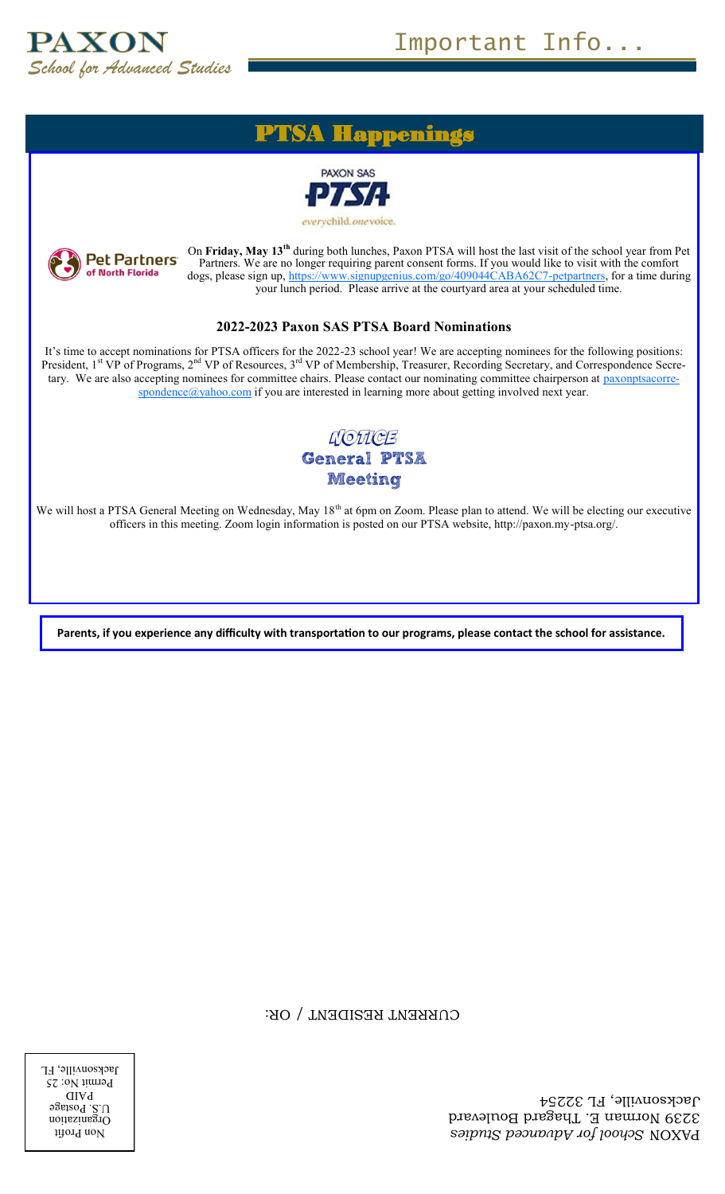# PAXON
*School for Advanced Studies*

# Important Info...

## PTSA Happenings

PAXON SAS PTSA
*everychild.onevoice.*

Pet Partners of North Florida

On **Friday, May 13th** during both lunches, Paxon PTSA will host the last visit of the school year from Pet Partners. We are no longer requiring parent consent forms. If you would like to visit with the comfort dogs, please sign up, https://www.signupgenius.com/go/409044CABA62C7-petpartners, for a time during your lunch period. Please arrive at the courtyard area at your scheduled time.

### 2022-2023 Paxon SAS PTSA Board Nominations

It's time to accept nominations for PTSA officers for the 2022-23 school year! We are accepting nominees for the following positions: President, 1st VP of Programs, 2nd VP of Resources, 3rd VP of Membership, Treasurer, Recording Secretary, and Correspondence Secretary. We are also accepting nominees for committee chairs. Please contact our nominating committee chairperson at paxonptsacorrespondence@yahoo.com if you are interested in learning more about getting involved next year.

### NOTICE
### General PTSA Meeting

We will host a PTSA General Meeting on Wednesday, May 18th at 6pm on Zoom. Please plan to attend. We will be electing our executive officers in this meeting. Zoom login information is posted on our PTSA website, http://paxon.my-ptsa.org/.

**Parents, if you experience any difficulty with transportation to our programs, please contact the school for assistance.**

CURRENT RESIDENT / OR:

Non Profit
Organization
U.S. Postage
PAID
Permit No: 25
Jacksonville, FL

PAXON *School for Advanced Studies*
3239 Norman E. Thagard Boulevard
Jacksonville, FL 32254